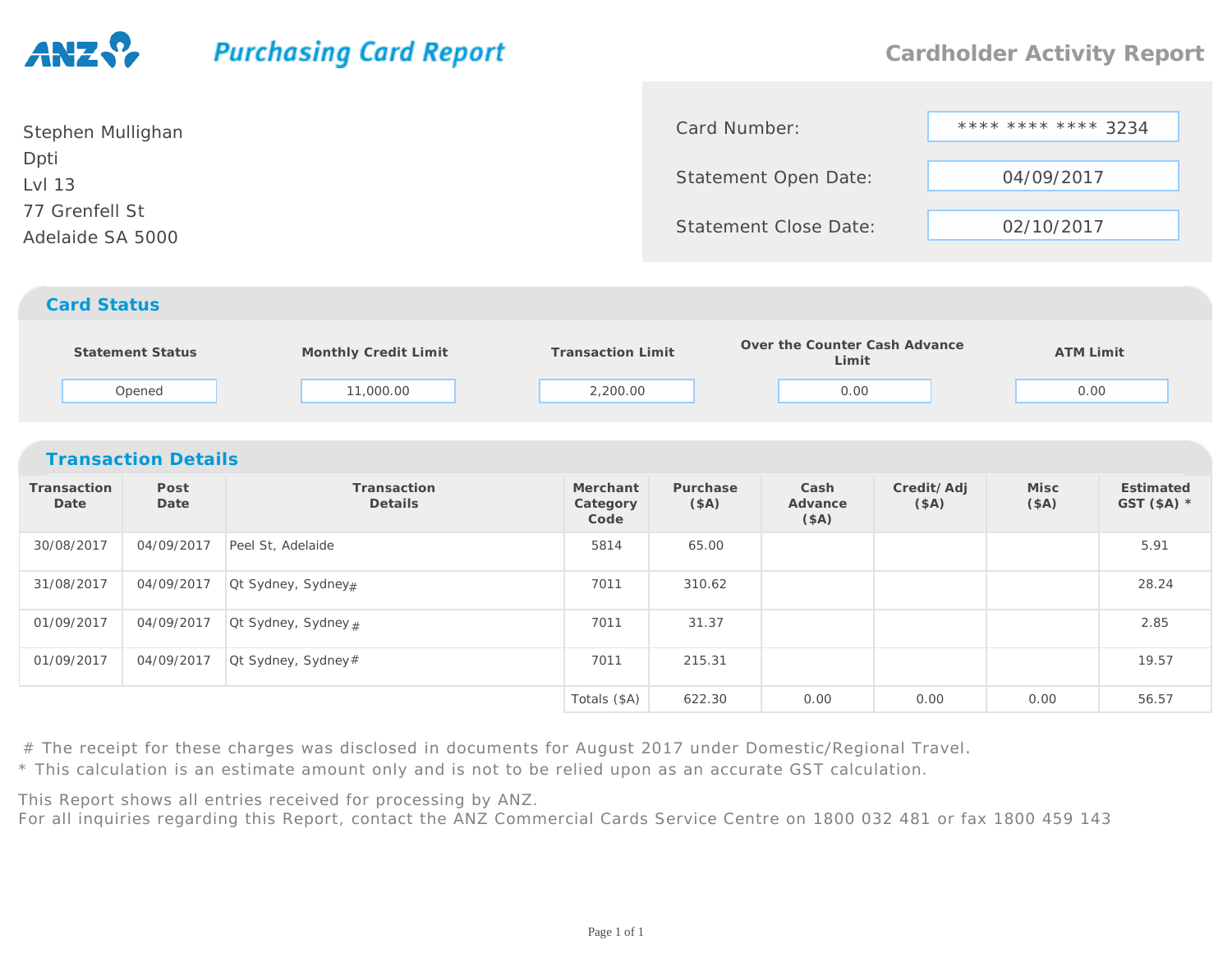ANZ

# Purchasing Card Report

## Cardholder Activity Report

Stephen Mullighan
Dpti
Lvl 13
77 Grenfell St
Adelaide SA 5000

| | |
|---|---|
| Card Number: | **** **** **** 3234 |
| Statement Open Date: | 04/09/2017 |
| Statement Close Date: | 02/10/2017 |

## Card Status

| Statement Status | Monthly Credit Limit | Transaction Limit | Over the Counter Cash Advance Limit | ATM Limit |
|---|---|---|---|---|
| Opened | 11,000.00 | 2,200.00 | 0.00 | 0.00 |

## Transaction Details

| Transaction Date | Post Date | Transaction Details | Merchant Category Code | Purchase ($A) | Cash Advance ($A) | Credit/ Adj ($A) | Misc ($A) | Estimated GST ($A) * |
|---|---|---|---|---|---|---|---|---|
| 30/08/2017 | 04/09/2017 | Peel St, Adelaide | 5814 | 65.00 | | | | 5.91 |
| 31/08/2017 | 04/09/2017 | Qt Sydney, Sydney# | 7011 | 310.62 | | | | 28.24 |
| 01/09/2017 | 04/09/2017 | Qt Sydney, Sydney # | 7011 | 31.37 | | | | 2.85 |
| 01/09/2017 | 04/09/2017 | Qt Sydney, Sydney# | 7011 | 215.31 | | | | 19.57 |
| | | | Totals ($A) | 622.30 | 0.00 | 0.00 | 0.00 | 56.57 |

# The receipt for these charges was disclosed in documents for August 2017 under Domestic/Regional Travel.
* This calculation is an estimate amount only and is not to be relied upon as an accurate GST calculation.

This Report shows all entries received for processing by ANZ.
For all inquiries regarding this Report, contact the ANZ Commercial Cards Service Centre on 1800 032 481 or fax 1800 459 143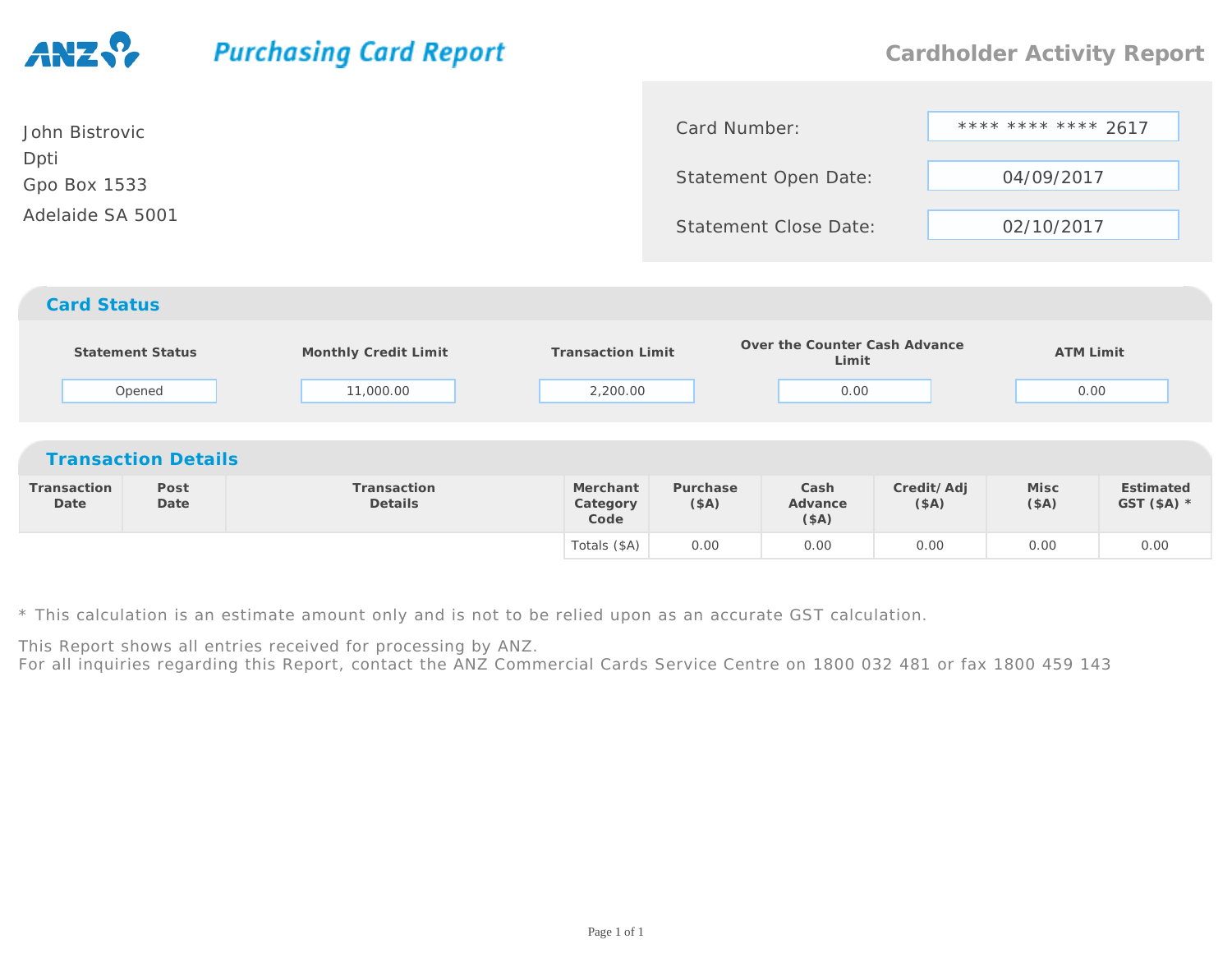ANZ **Purchasing Card Report**

# Cardholder Activity Report

John Bistrovic
Dpti
Gpo Box 1533
Adelaide SA 5001

| | |
|---|---|
| Card Number: | **** **** **** 2617 |
| Statement Open Date: | 04/09/2017 |
| Statement Close Date: | 02/10/2017 |

## Card Status

| Statement Status | Monthly Credit Limit | Transaction Limit | Over the Counter Cash Advance Limit | ATM Limit |
|---|---|---|---|---|
| Opened | 11,000.00 | 2,200.00 | 0.00 | 0.00 |

## Transaction Details

| Transaction Date | Post Date | Transaction Details | Merchant Category Code | Purchase ($A) | Cash Advance ($A) | Credit/ Adj ($A) | Misc ($A) | Estimated GST ($A) * |
|---|---|---|---|---|---|---|---|---|
| | | | Totals ($A) | 0.00 | 0.00 | 0.00 | 0.00 | 0.00 |

* This calculation is an estimate amount only and is not to be relied upon as an accurate GST calculation.

This Report shows all entries received for processing by ANZ.
For all inquiries regarding this Report, contact the ANZ Commercial Cards Service Centre on 1800 032 481 or fax 1800 459 143